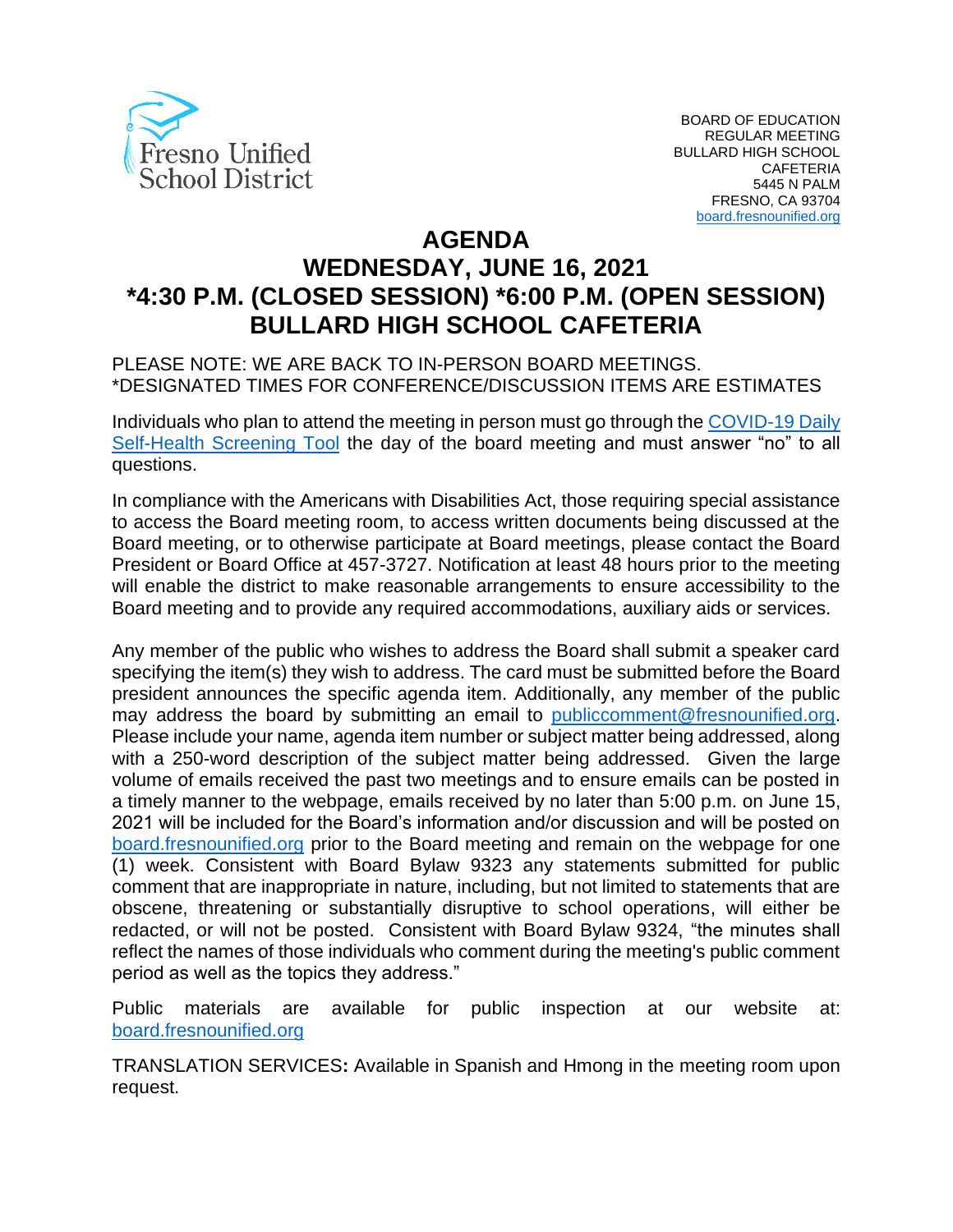Fresno Unified School District

BOARD OF EDUCATION
REGULAR MEETING
BULLARD HIGH SCHOOL
CAFETERIA
5445 N PALM
FRESNO, CA 93704
board.fresnounified.org

# AGENDA
# WEDNESDAY, JUNE 16, 2021
# *4:30 P.M. (CLOSED SESSION) *6:00 P.M. (OPEN SESSION)
# BULLARD HIGH SCHOOL CAFETERIA

PLEASE NOTE: WE ARE BACK TO IN-PERSON BOARD MEETINGS.
*DESIGNATED TIMES FOR CONFERENCE/DISCUSSION ITEMS ARE ESTIMATES

Individuals who plan to attend the meeting in person must go through the COVID-19 Daily Self-Health Screening Tool the day of the board meeting and must answer "no" to all questions.

In compliance with the Americans with Disabilities Act, those requiring special assistance to access the Board meeting room, to access written documents being discussed at the Board meeting, or to otherwise participate at Board meetings, please contact the Board President or Board Office at 457-3727. Notification at least 48 hours prior to the meeting will enable the district to make reasonable arrangements to ensure accessibility to the Board meeting and to provide any required accommodations, auxiliary aids or services.

Any member of the public who wishes to address the Board shall submit a speaker card specifying the item(s) they wish to address. The card must be submitted before the Board president announces the specific agenda item. Additionally, any member of the public may address the board by submitting an email to publiccomment@fresnounified.org. Please include your name, agenda item number or subject matter being addressed, along with a 250-word description of the subject matter being addressed. Given the large volume of emails received the past two meetings and to ensure emails can be posted in a timely manner to the webpage, emails received by no later than 5:00 p.m. on June 15, 2021 will be included for the Board's information and/or discussion and will be posted on board.fresnounified.org prior to the Board meeting and remain on the webpage for one (1) week. Consistent with Board Bylaw 9323 any statements submitted for public comment that are inappropriate in nature, including, but not limited to statements that are obscene, threatening or substantially disruptive to school operations, will either be redacted, or will not be posted. Consistent with Board Bylaw 9324, "the minutes shall reflect the names of those individuals who comment during the meeting's public comment period as well as the topics they address."

Public materials are available for public inspection at our website at: board.fresnounified.org

TRANSLATION SERVICES**:** Available in Spanish and Hmong in the meeting room upon request.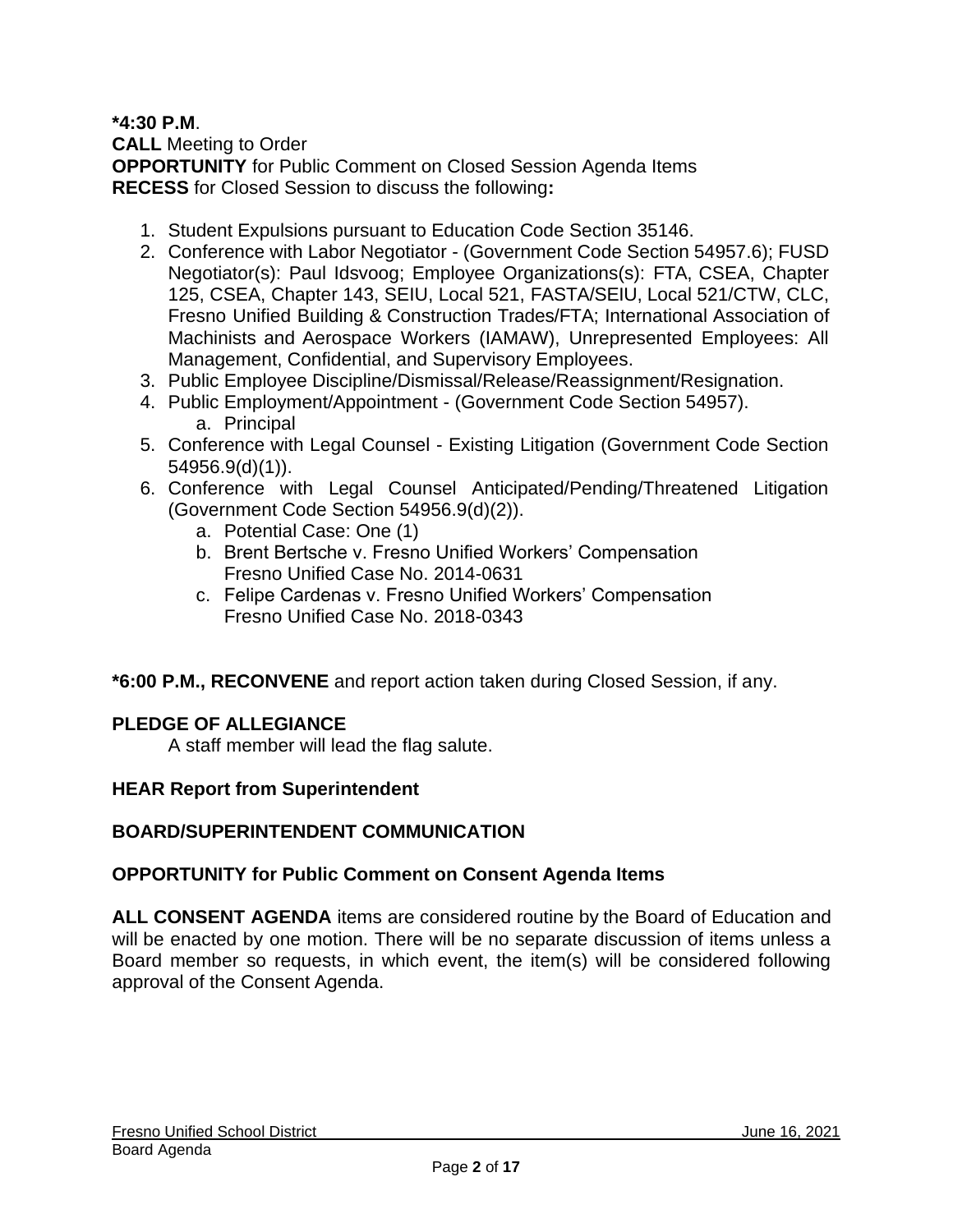**\*4:30 P.M**.
**CALL** Meeting to Order
**OPPORTUNITY** for Public Comment on Closed Session Agenda Items
**RECESS** for Closed Session to discuss the following**:**

1. Student Expulsions pursuant to Education Code Section 35146.
2. Conference with Labor Negotiator - (Government Code Section 54957.6); FUSD Negotiator(s): Paul Idsvoog; Employee Organizations(s): FTA, CSEA, Chapter 125, CSEA, Chapter 143, SEIU, Local 521, FASTA/SEIU, Local 521/CTW, CLC, Fresno Unified Building & Construction Trades/FTA; International Association of Machinists and Aerospace Workers (IAMAW), Unrepresented Employees: All Management, Confidential, and Supervisory Employees.
3. Public Employee Discipline/Dismissal/Release/Reassignment/Resignation.
4. Public Employment/Appointment - (Government Code Section 54957).
   a. Principal
5. Conference with Legal Counsel - Existing Litigation (Government Code Section 54956.9(d)(1)).
6. Conference with Legal Counsel Anticipated/Pending/Threatened Litigation (Government Code Section 54956.9(d)(2)).
   a. Potential Case: One (1)
   b. Brent Bertsche v. Fresno Unified Workers' Compensation
      Fresno Unified Case No. 2014-0631
   c. Felipe Cardenas v. Fresno Unified Workers' Compensation
      Fresno Unified Case No. 2018-0343

**\*6:00 P.M., RECONVENE** and report action taken during Closed Session, if any.

**PLEDGE OF ALLEGIANCE**

A staff member will lead the flag salute.

**HEAR Report from Superintendent**

**BOARD/SUPERINTENDENT COMMUNICATION**

**OPPORTUNITY for Public Comment on Consent Agenda Items**

**ALL CONSENT AGENDA** items are considered routine by the Board of Education and will be enacted by one motion. There will be no separate discussion of items unless a Board member so requests, in which event, the item(s) will be considered following approval of the Consent Agenda.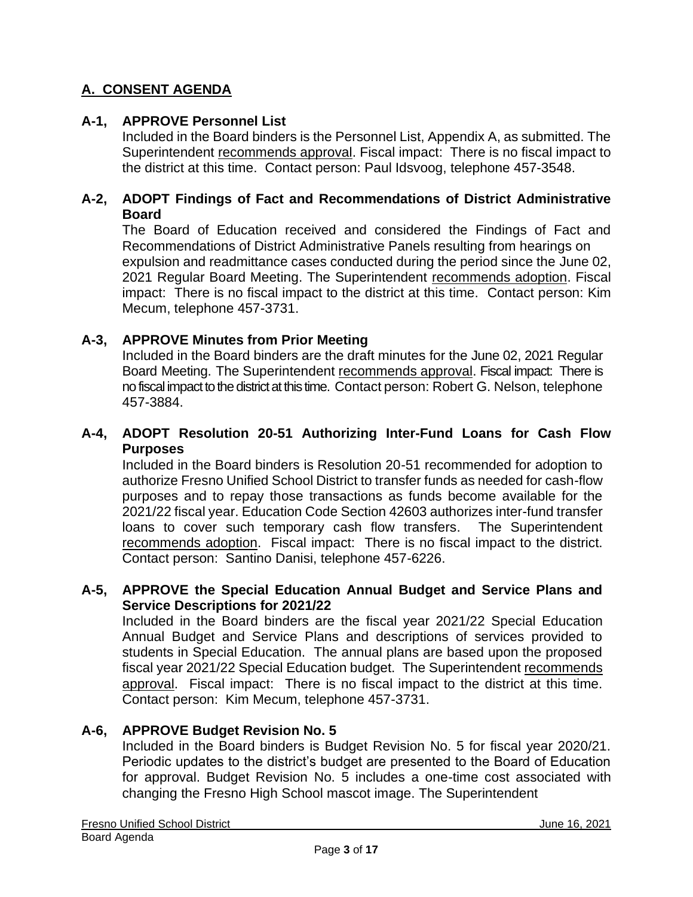## A. CONSENT AGENDA

### A-1, APPROVE Personnel List

Included in the Board binders is the Personnel List, Appendix A, as submitted. The Superintendent recommends approval. Fiscal impact: There is no fiscal impact to the district at this time. Contact person: Paul Idsvoog, telephone 457-3548.

### A-2, ADOPT Findings of Fact and Recommendations of District Administrative Board

The Board of Education received and considered the Findings of Fact and Recommendations of District Administrative Panels resulting from hearings on expulsion and readmittance cases conducted during the period since the June 02, 2021 Regular Board Meeting. The Superintendent recommends adoption. Fiscal impact: There is no fiscal impact to the district at this time. Contact person: Kim Mecum, telephone 457-3731.

### A-3, APPROVE Minutes from Prior Meeting

Included in the Board binders are the draft minutes for the June 02, 2021 Regular Board Meeting. The Superintendent recommends approval. Fiscal impact: There is no fiscal impact to the district at this time. Contact person: Robert G. Nelson, telephone 457-3884.

### A-4, ADOPT Resolution 20-51 Authorizing Inter-Fund Loans for Cash Flow Purposes

Included in the Board binders is Resolution 20-51 recommended for adoption to authorize Fresno Unified School District to transfer funds as needed for cash-flow purposes and to repay those transactions as funds become available for the 2021/22 fiscal year. Education Code Section 42603 authorizes inter-fund transfer loans to cover such temporary cash flow transfers. The Superintendent recommends adoption. Fiscal impact: There is no fiscal impact to the district. Contact person: Santino Danisi, telephone 457-6226.

### A-5, APPROVE the Special Education Annual Budget and Service Plans and Service Descriptions for 2021/22

Included in the Board binders are the fiscal year 2021/22 Special Education Annual Budget and Service Plans and descriptions of services provided to students in Special Education. The annual plans are based upon the proposed fiscal year 2021/22 Special Education budget. The Superintendent recommends approval. Fiscal impact: There is no fiscal impact to the district at this time. Contact person: Kim Mecum, telephone 457-3731.

### A-6, APPROVE Budget Revision No. 5

Included in the Board binders is Budget Revision No. 5 for fiscal year 2020/21. Periodic updates to the district's budget are presented to the Board of Education for approval. Budget Revision No. 5 includes a one-time cost associated with changing the Fresno High School mascot image. The Superintendent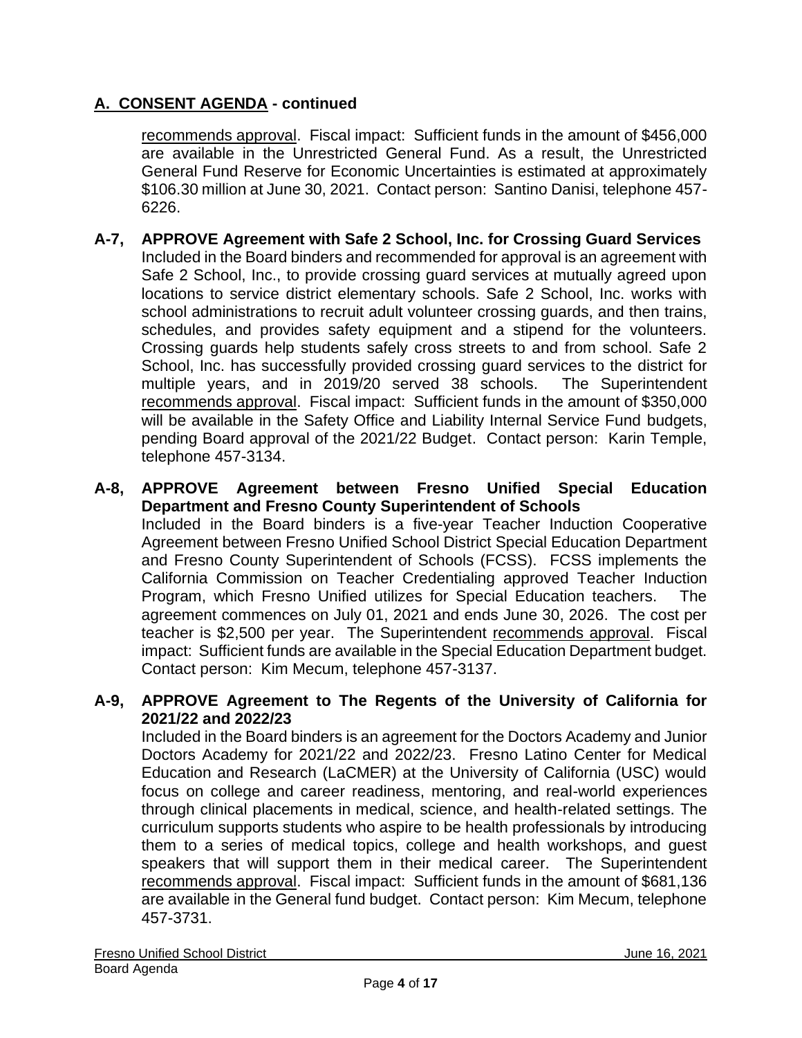## A. CONSENT AGENDA - continued

recommends approval. Fiscal impact: Sufficient funds in the amount of $456,000 are available in the Unrestricted General Fund. As a result, the Unrestricted General Fund Reserve for Economic Uncertainties is estimated at approximately $106.30 million at June 30, 2021. Contact person: Santino Danisi, telephone 457-6226.

**A-7, APPROVE Agreement with Safe 2 School, Inc. for Crossing Guard Services**
Included in the Board binders and recommended for approval is an agreement with Safe 2 School, Inc., to provide crossing guard services at mutually agreed upon locations to service district elementary schools. Safe 2 School, Inc. works with school administrations to recruit adult volunteer crossing guards, and then trains, schedules, and provides safety equipment and a stipend for the volunteers. Crossing guards help students safely cross streets to and from school. Safe 2 School, Inc. has successfully provided crossing guard services to the district for multiple years, and in 2019/20 served 38 schools. The Superintendent recommends approval. Fiscal impact: Sufficient funds in the amount of $350,000 will be available in the Safety Office and Liability Internal Service Fund budgets, pending Board approval of the 2021/22 Budget. Contact person: Karin Temple, telephone 457-3134.

**A-8, APPROVE Agreement between Fresno Unified Special Education Department and Fresno County Superintendent of Schools**
Included in the Board binders is a five-year Teacher Induction Cooperative Agreement between Fresno Unified School District Special Education Department and Fresno County Superintendent of Schools (FCSS). FCSS implements the California Commission on Teacher Credentialing approved Teacher Induction Program, which Fresno Unified utilizes for Special Education teachers. The agreement commences on July 01, 2021 and ends June 30, 2026. The cost per teacher is $2,500 per year. The Superintendent recommends approval. Fiscal impact: Sufficient funds are available in the Special Education Department budget. Contact person: Kim Mecum, telephone 457-3137.

**A-9, APPROVE Agreement to The Regents of the University of California for 2021/22 and 2022/23**
Included in the Board binders is an agreement for the Doctors Academy and Junior Doctors Academy for 2021/22 and 2022/23. Fresno Latino Center for Medical Education and Research (LaCMER) at the University of California (USC) would focus on college and career readiness, mentoring, and real-world experiences through clinical placements in medical, science, and health-related settings. The curriculum supports students who aspire to be health professionals by introducing them to a series of medical topics, college and health workshops, and guest speakers that will support them in their medical career. The Superintendent recommends approval. Fiscal impact: Sufficient funds in the amount of $681,136 are available in the General fund budget. Contact person: Kim Mecum, telephone 457-3731.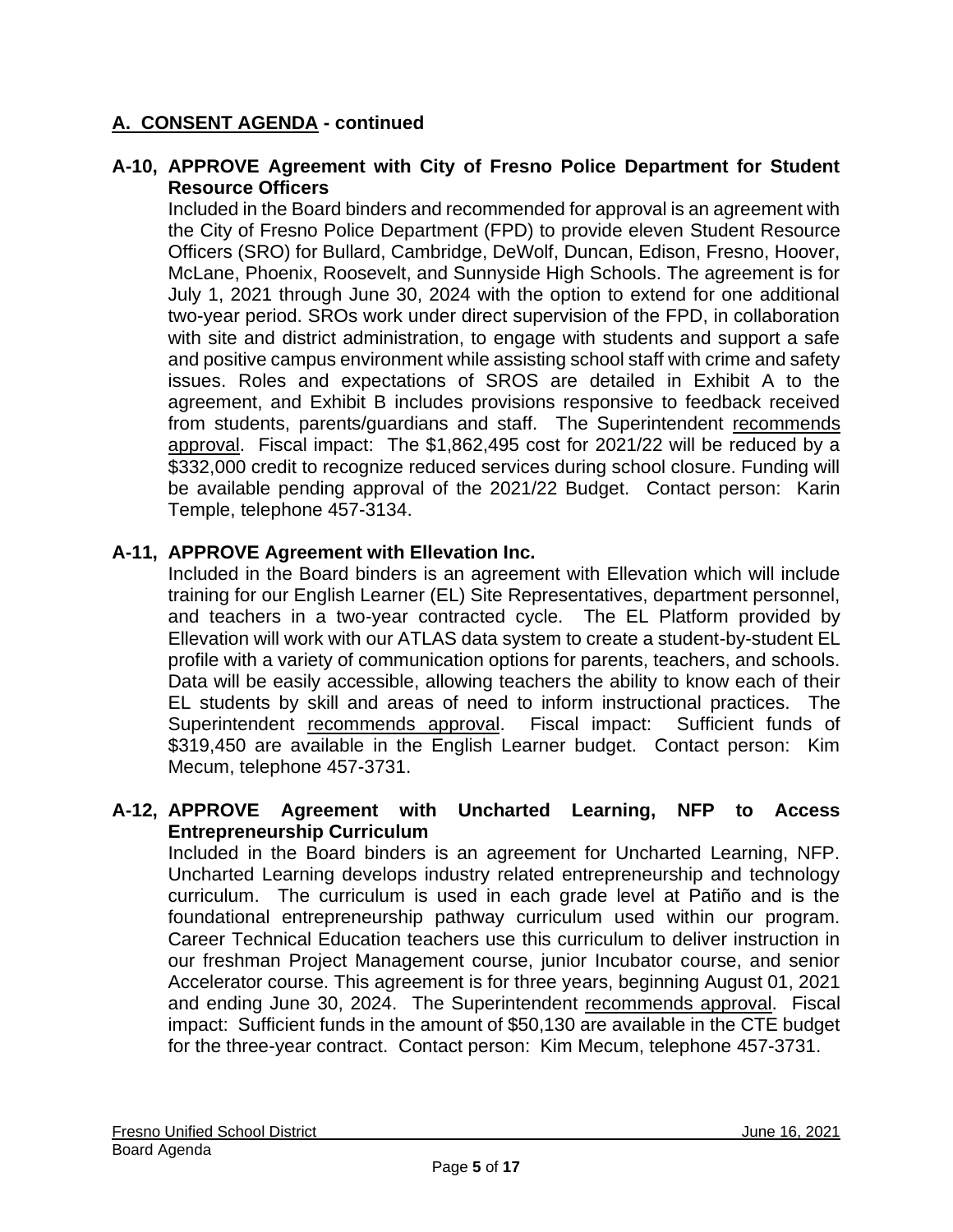## A. CONSENT AGENDA - continued

**A-10, APPROVE Agreement with City of Fresno Police Department for Student Resource Officers**

Included in the Board binders and recommended for approval is an agreement with the City of Fresno Police Department (FPD) to provide eleven Student Resource Officers (SRO) for Bullard, Cambridge, DeWolf, Duncan, Edison, Fresno, Hoover, McLane, Phoenix, Roosevelt, and Sunnyside High Schools. The agreement is for July 1, 2021 through June 30, 2024 with the option to extend for one additional two-year period. SROs work under direct supervision of the FPD, in collaboration with site and district administration, to engage with students and support a safe and positive campus environment while assisting school staff with crime and safety issues. Roles and expectations of SROS are detailed in Exhibit A to the agreement, and Exhibit B includes provisions responsive to feedback received from students, parents/guardians and staff. The Superintendent recommends approval. Fiscal impact: The $1,862,495 cost for 2021/22 will be reduced by a $332,000 credit to recognize reduced services during school closure. Funding will be available pending approval of the 2021/22 Budget. Contact person: Karin Temple, telephone 457-3134.

**A-11, APPROVE Agreement with Ellevation Inc.**

Included in the Board binders is an agreement with Ellevation which will include training for our English Learner (EL) Site Representatives, department personnel, and teachers in a two-year contracted cycle. The EL Platform provided by Ellevation will work with our ATLAS data system to create a student-by-student EL profile with a variety of communication options for parents, teachers, and schools. Data will be easily accessible, allowing teachers the ability to know each of their EL students by skill and areas of need to inform instructional practices. The Superintendent recommends approval. Fiscal impact: Sufficient funds of $319,450 are available in the English Learner budget. Contact person: Kim Mecum, telephone 457-3731.

**A-12, APPROVE Agreement with Uncharted Learning, NFP to Access Entrepreneurship Curriculum**

Included in the Board binders is an agreement for Uncharted Learning, NFP. Uncharted Learning develops industry related entrepreneurship and technology curriculum. The curriculum is used in each grade level at Patiño and is the foundational entrepreneurship pathway curriculum used within our program. Career Technical Education teachers use this curriculum to deliver instruction in our freshman Project Management course, junior Incubator course, and senior Accelerator course. This agreement is for three years, beginning August 01, 2021 and ending June 30, 2024. The Superintendent recommends approval. Fiscal impact: Sufficient funds in the amount of $50,130 are available in the CTE budget for the three-year contract. Contact person: Kim Mecum, telephone 457-3731.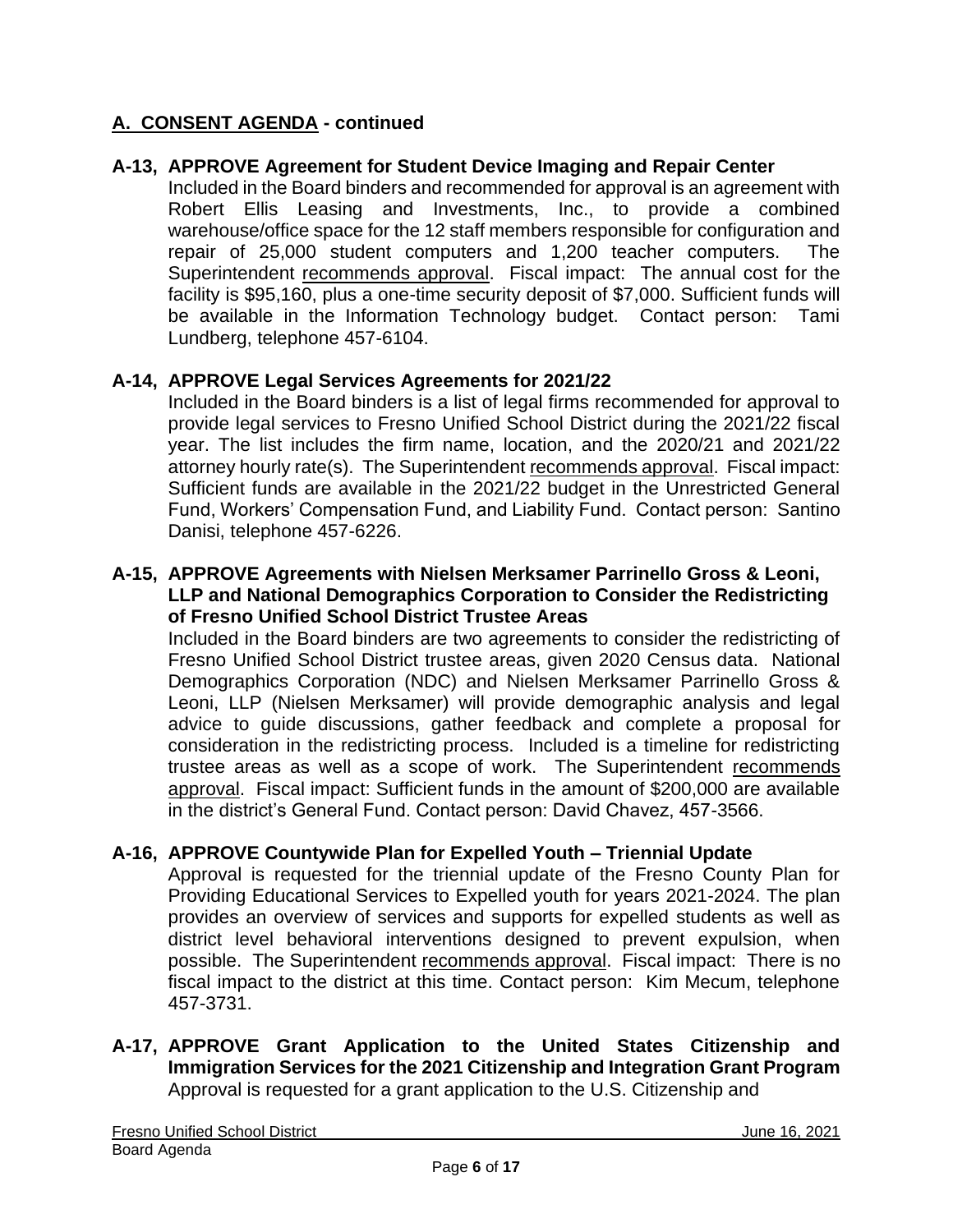## A. CONSENT AGENDA - continued

### A-13, APPROVE Agreement for Student Device Imaging and Repair Center

Included in the Board binders and recommended for approval is an agreement with Robert Ellis Leasing and Investments, Inc., to provide a combined warehouse/office space for the 12 staff members responsible for configuration and repair of 25,000 student computers and 1,200 teacher computers. The Superintendent recommends approval. Fiscal impact: The annual cost for the facility is $95,160, plus a one-time security deposit of $7,000. Sufficient funds will be available in the Information Technology budget. Contact person: Tami Lundberg, telephone 457-6104.

### A-14, APPROVE Legal Services Agreements for 2021/22

Included in the Board binders is a list of legal firms recommended for approval to provide legal services to Fresno Unified School District during the 2021/22 fiscal year. The list includes the firm name, location, and the 2020/21 and 2021/22 attorney hourly rate(s). The Superintendent recommends approval. Fiscal impact: Sufficient funds are available in the 2021/22 budget in the Unrestricted General Fund, Workers' Compensation Fund, and Liability Fund. Contact person: Santino Danisi, telephone 457-6226.

### A-15, APPROVE Agreements with Nielsen Merksamer Parrinello Gross & Leoni, LLP and National Demographics Corporation to Consider the Redistricting of Fresno Unified School District Trustee Areas

Included in the Board binders are two agreements to consider the redistricting of Fresno Unified School District trustee areas, given 2020 Census data. National Demographics Corporation (NDC) and Nielsen Merksamer Parrinello Gross & Leoni, LLP (Nielsen Merksamer) will provide demographic analysis and legal advice to guide discussions, gather feedback and complete a proposal for consideration in the redistricting process. Included is a timeline for redistricting trustee areas as well as a scope of work. The Superintendent recommends approval. Fiscal impact: Sufficient funds in the amount of $200,000 are available in the district's General Fund. Contact person: David Chavez, 457-3566.

### A-16, APPROVE Countywide Plan for Expelled Youth – Triennial Update

Approval is requested for the triennial update of the Fresno County Plan for Providing Educational Services to Expelled youth for years 2021-2024. The plan provides an overview of services and supports for expelled students as well as district level behavioral interventions designed to prevent expulsion, when possible. The Superintendent recommends approval. Fiscal impact: There is no fiscal impact to the district at this time. Contact person: Kim Mecum, telephone 457-3731.

### A-17, APPROVE Grant Application to the United States Citizenship and Immigration Services for the 2021 Citizenship and Integration Grant Program

Approval is requested for a grant application to the U.S. Citizenship and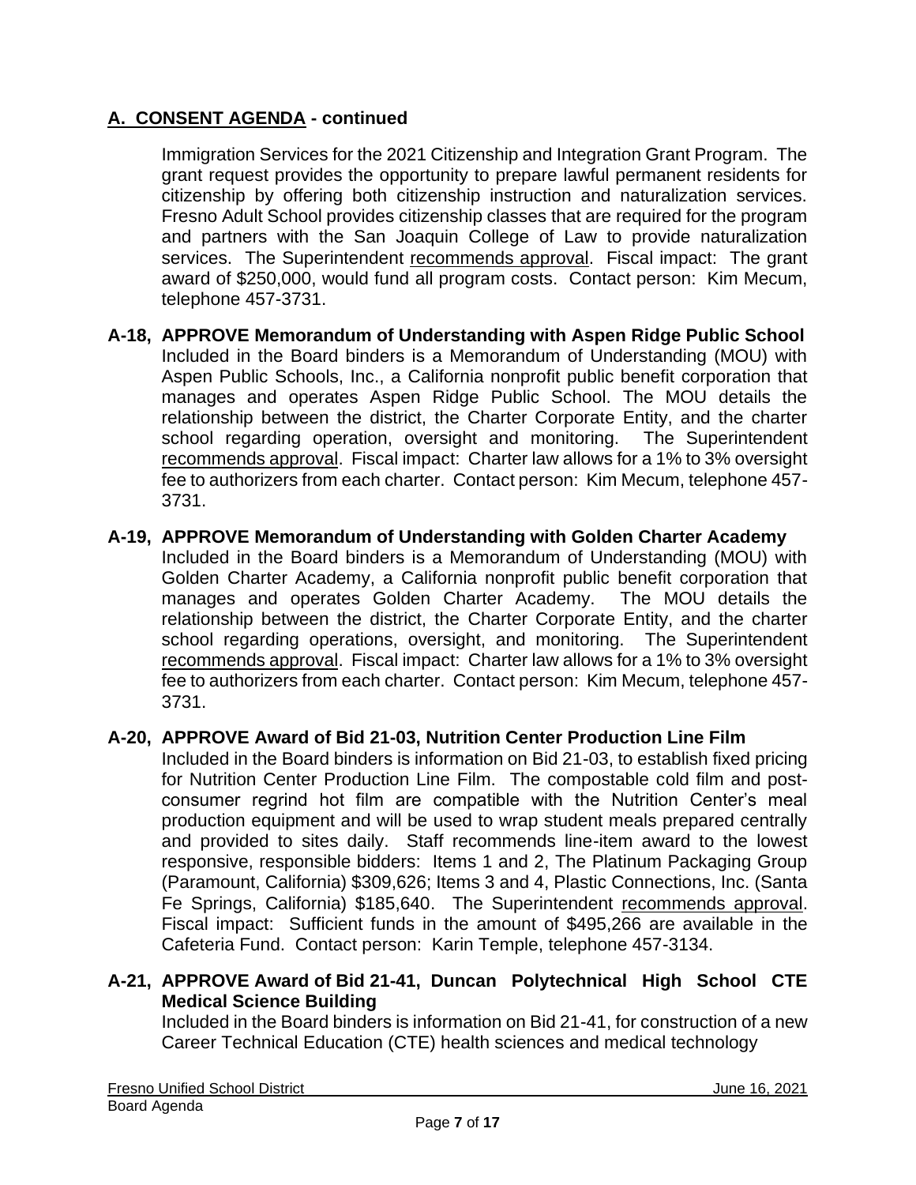## A. CONSENT AGENDA - continued

Immigration Services for the 2021 Citizenship and Integration Grant Program. The grant request provides the opportunity to prepare lawful permanent residents for citizenship by offering both citizenship instruction and naturalization services. Fresno Adult School provides citizenship classes that are required for the program and partners with the San Joaquin College of Law to provide naturalization services. The Superintendent recommends approval. Fiscal impact: The grant award of $250,000, would fund all program costs. Contact person: Kim Mecum, telephone 457-3731.

**A-18, APPROVE Memorandum of Understanding with Aspen Ridge Public School**
Included in the Board binders is a Memorandum of Understanding (MOU) with Aspen Public Schools, Inc., a California nonprofit public benefit corporation that manages and operates Aspen Ridge Public School. The MOU details the relationship between the district, the Charter Corporate Entity, and the charter school regarding operation, oversight and monitoring. The Superintendent recommends approval. Fiscal impact: Charter law allows for a 1% to 3% oversight fee to authorizers from each charter. Contact person: Kim Mecum, telephone 457-3731.

**A-19, APPROVE Memorandum of Understanding with Golden Charter Academy**
Included in the Board binders is a Memorandum of Understanding (MOU) with Golden Charter Academy, a California nonprofit public benefit corporation that manages and operates Golden Charter Academy. The MOU details the relationship between the district, the Charter Corporate Entity, and the charter school regarding operations, oversight, and monitoring. The Superintendent recommends approval. Fiscal impact: Charter law allows for a 1% to 3% oversight fee to authorizers from each charter. Contact person: Kim Mecum, telephone 457-3731.

**A-20, APPROVE Award of Bid 21-03, Nutrition Center Production Line Film**
Included in the Board binders is information on Bid 21-03, to establish fixed pricing for Nutrition Center Production Line Film. The compostable cold film and post-consumer regrind hot film are compatible with the Nutrition Center's meal production equipment and will be used to wrap student meals prepared centrally and provided to sites daily. Staff recommends line-item award to the lowest responsive, responsible bidders: Items 1 and 2, The Platinum Packaging Group (Paramount, California) $309,626; Items 3 and 4, Plastic Connections, Inc. (Santa Fe Springs, California) $185,640. The Superintendent recommends approval. Fiscal impact: Sufficient funds in the amount of $495,266 are available in the Cafeteria Fund. Contact person: Karin Temple, telephone 457-3134.

**A-21, APPROVE Award of Bid 21-41, Duncan Polytechnical High School CTE Medical Science Building**
Included in the Board binders is information on Bid 21-41, for construction of a new Career Technical Education (CTE) health sciences and medical technology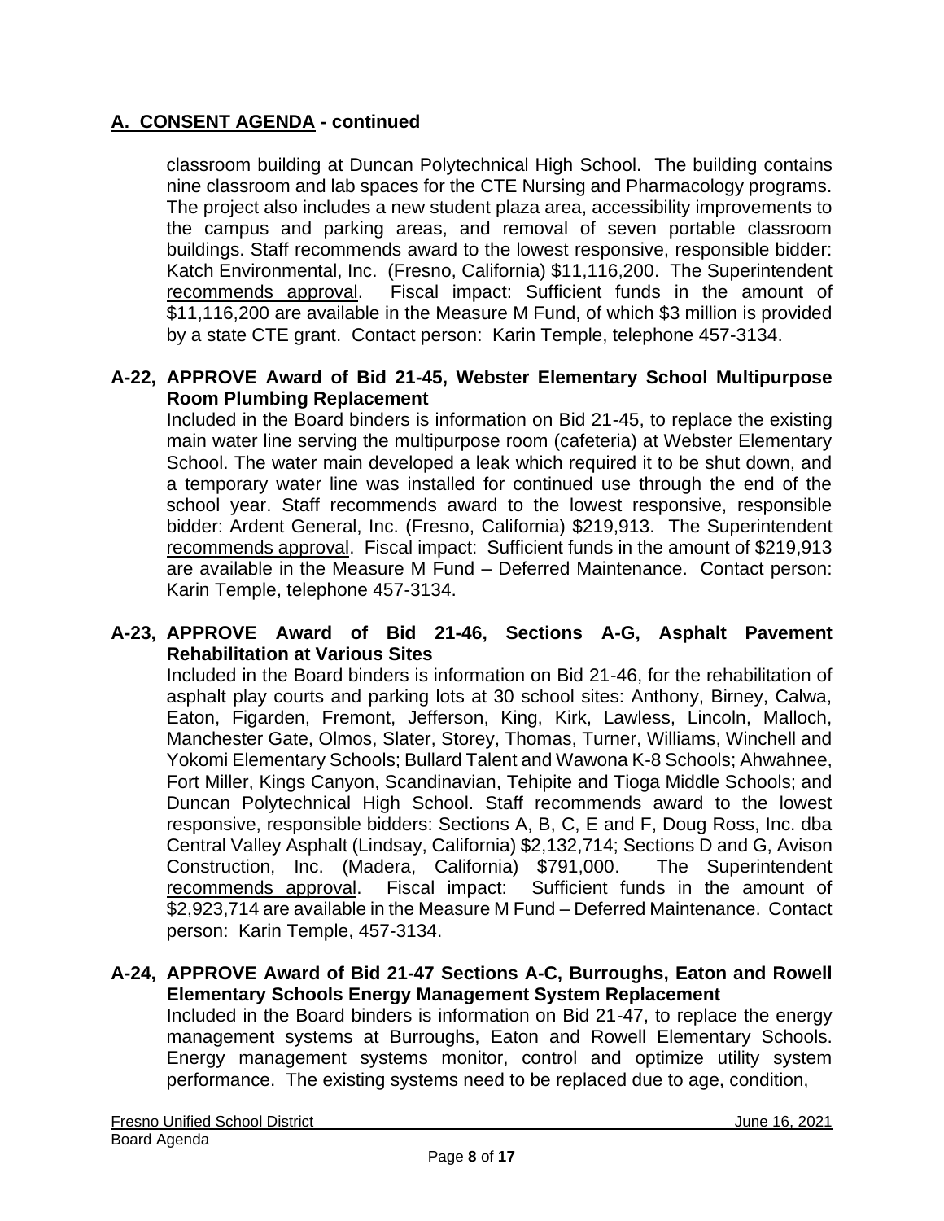## A. CONSENT AGENDA - continued

classroom building at Duncan Polytechnical High School. The building contains nine classroom and lab spaces for the CTE Nursing and Pharmacology programs. The project also includes a new student plaza area, accessibility improvements to the campus and parking areas, and removal of seven portable classroom buildings. Staff recommends award to the lowest responsive, responsible bidder: Katch Environmental, Inc. (Fresno, California) $11,116,200. The Superintendent recommends approval. Fiscal impact: Sufficient funds in the amount of $11,116,200 are available in the Measure M Fund, of which $3 million is provided by a state CTE grant. Contact person: Karin Temple, telephone 457-3134.

**A-22, APPROVE Award of Bid 21-45, Webster Elementary School Multipurpose Room Plumbing Replacement**

Included in the Board binders is information on Bid 21-45, to replace the existing main water line serving the multipurpose room (cafeteria) at Webster Elementary School. The water main developed a leak which required it to be shut down, and a temporary water line was installed for continued use through the end of the school year. Staff recommends award to the lowest responsive, responsible bidder: Ardent General, Inc. (Fresno, California) $219,913. The Superintendent recommends approval. Fiscal impact: Sufficient funds in the amount of $219,913 are available in the Measure M Fund – Deferred Maintenance. Contact person: Karin Temple, telephone 457-3134.

**A-23, APPROVE Award of Bid 21-46, Sections A-G, Asphalt Pavement Rehabilitation at Various Sites**

Included in the Board binders is information on Bid 21-46, for the rehabilitation of asphalt play courts and parking lots at 30 school sites: Anthony, Birney, Calwa, Eaton, Figarden, Fremont, Jefferson, King, Kirk, Lawless, Lincoln, Malloch, Manchester Gate, Olmos, Slater, Storey, Thomas, Turner, Williams, Winchell and Yokomi Elementary Schools; Bullard Talent and Wawona K-8 Schools; Ahwahnee, Fort Miller, Kings Canyon, Scandinavian, Tehipite and Tioga Middle Schools; and Duncan Polytechnical High School. Staff recommends award to the lowest responsive, responsible bidders: Sections A, B, C, E and F, Doug Ross, Inc. dba Central Valley Asphalt (Lindsay, California) $2,132,714; Sections D and G, Avison Construction, Inc. (Madera, California) $791,000. The Superintendent recommends approval. Fiscal impact: Sufficient funds in the amount of $2,923,714 are available in the Measure M Fund – Deferred Maintenance. Contact person: Karin Temple, 457-3134.

**A-24, APPROVE Award of Bid 21-47 Sections A-C, Burroughs, Eaton and Rowell Elementary Schools Energy Management System Replacement**

Included in the Board binders is information on Bid 21-47, to replace the energy management systems at Burroughs, Eaton and Rowell Elementary Schools. Energy management systems monitor, control and optimize utility system performance. The existing systems need to be replaced due to age, condition,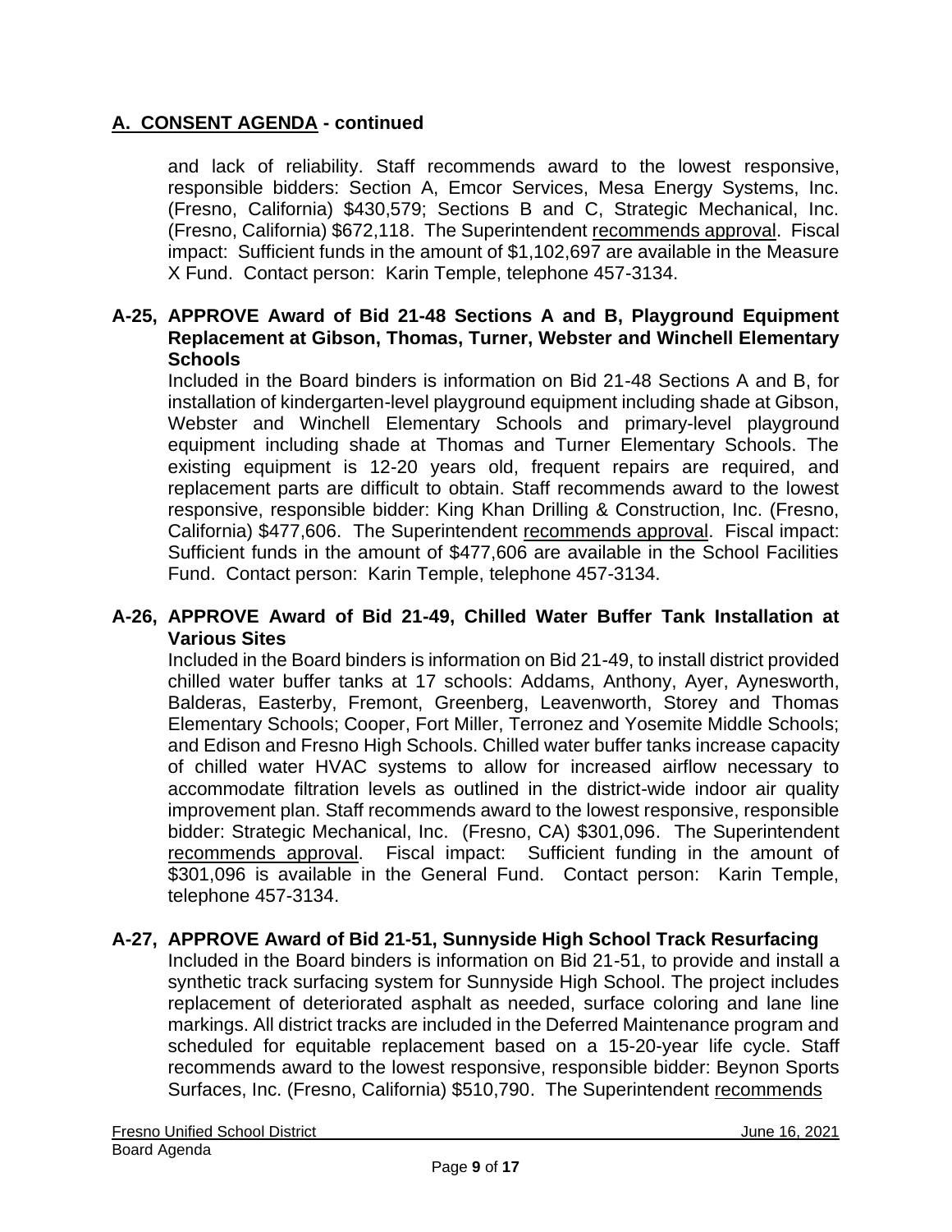## A. CONSENT AGENDA - continued

and lack of reliability. Staff recommends award to the lowest responsive, responsible bidders: Section A, Emcor Services, Mesa Energy Systems, Inc. (Fresno, California) $430,579; Sections B and C, Strategic Mechanical, Inc. (Fresno, California) $672,118. The Superintendent recommends approval. Fiscal impact: Sufficient funds in the amount of $1,102,697 are available in the Measure X Fund. Contact person: Karin Temple, telephone 457-3134.

**A-25, APPROVE Award of Bid 21-48 Sections A and B, Playground Equipment Replacement at Gibson, Thomas, Turner, Webster and Winchell Elementary Schools**

Included in the Board binders is information on Bid 21-48 Sections A and B, for installation of kindergarten-level playground equipment including shade at Gibson, Webster and Winchell Elementary Schools and primary-level playground equipment including shade at Thomas and Turner Elementary Schools. The existing equipment is 12-20 years old, frequent repairs are required, and replacement parts are difficult to obtain. Staff recommends award to the lowest responsive, responsible bidder: King Khan Drilling & Construction, Inc. (Fresno, California) $477,606. The Superintendent recommends approval. Fiscal impact: Sufficient funds in the amount of $477,606 are available in the School Facilities Fund. Contact person: Karin Temple, telephone 457-3134.

**A-26, APPROVE Award of Bid 21-49, Chilled Water Buffer Tank Installation at Various Sites**

Included in the Board binders is information on Bid 21-49, to install district provided chilled water buffer tanks at 17 schools: Addams, Anthony, Ayer, Aynesworth, Balderas, Easterby, Fremont, Greenberg, Leavenworth, Storey and Thomas Elementary Schools; Cooper, Fort Miller, Terronez and Yosemite Middle Schools; and Edison and Fresno High Schools. Chilled water buffer tanks increase capacity of chilled water HVAC systems to allow for increased airflow necessary to accommodate filtration levels as outlined in the district-wide indoor air quality improvement plan. Staff recommends award to the lowest responsive, responsible bidder: Strategic Mechanical, Inc. (Fresno, CA) $301,096. The Superintendent recommends approval. Fiscal impact: Sufficient funding in the amount of $301,096 is available in the General Fund. Contact person: Karin Temple, telephone 457-3134.

**A-27, APPROVE Award of Bid 21-51, Sunnyside High School Track Resurfacing**

Included in the Board binders is information on Bid 21-51, to provide and install a synthetic track surfacing system for Sunnyside High School. The project includes replacement of deteriorated asphalt as needed, surface coloring and lane line markings. All district tracks are included in the Deferred Maintenance program and scheduled for equitable replacement based on a 15-20-year life cycle. Staff recommends award to the lowest responsive, responsible bidder: Beynon Sports Surfaces, Inc. (Fresno, California) $510,790. The Superintendent recommends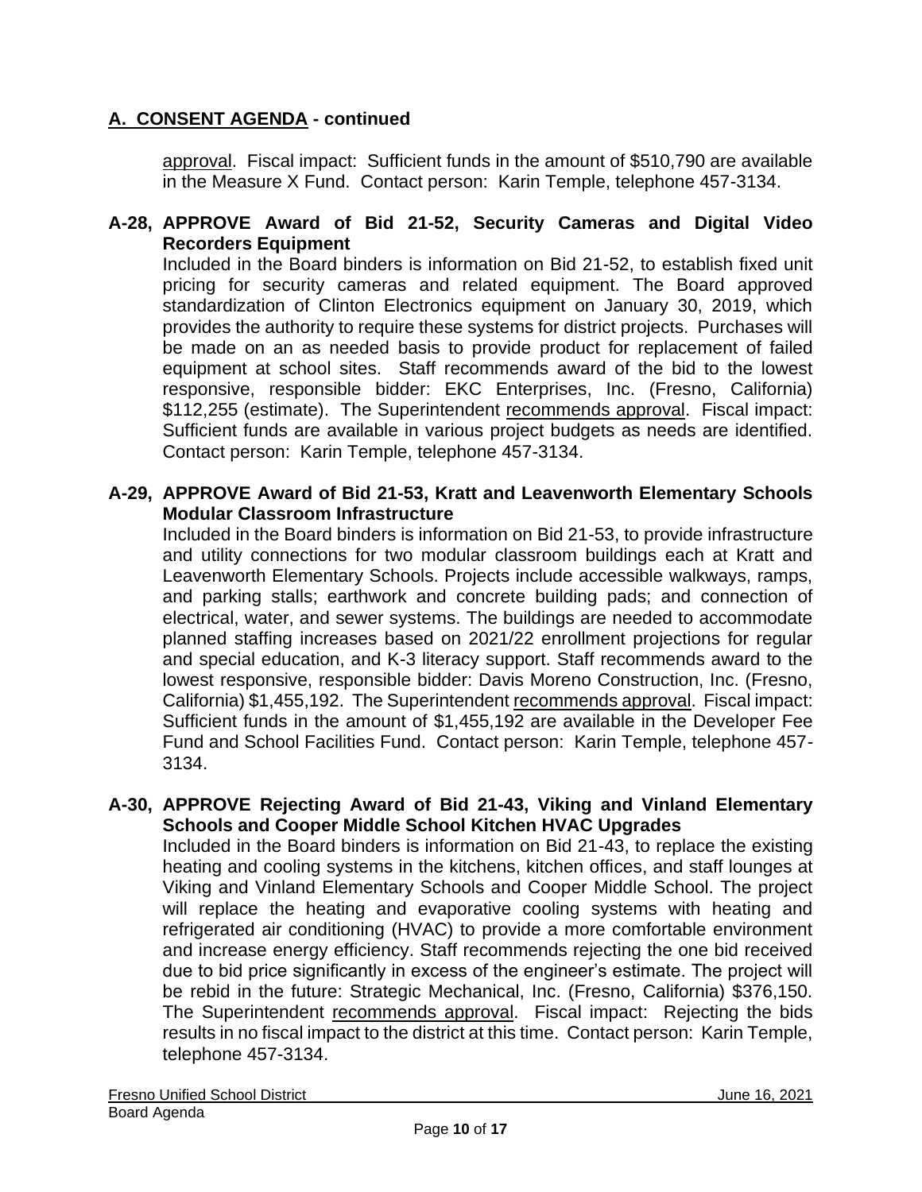## A. CONSENT AGENDA - continued

approval. Fiscal impact: Sufficient funds in the amount of $510,790 are available in the Measure X Fund. Contact person: Karin Temple, telephone 457-3134.

**A-28, APPROVE Award of Bid 21-52, Security Cameras and Digital Video Recorders Equipment**

Included in the Board binders is information on Bid 21-52, to establish fixed unit pricing for security cameras and related equipment. The Board approved standardization of Clinton Electronics equipment on January 30, 2019, which provides the authority to require these systems for district projects. Purchases will be made on an as needed basis to provide product for replacement of failed equipment at school sites. Staff recommends award of the bid to the lowest responsive, responsible bidder: EKC Enterprises, Inc. (Fresno, California) $112,255 (estimate). The Superintendent recommends approval. Fiscal impact: Sufficient funds are available in various project budgets as needs are identified. Contact person: Karin Temple, telephone 457-3134.

**A-29, APPROVE Award of Bid 21-53, Kratt and Leavenworth Elementary Schools Modular Classroom Infrastructure**

Included in the Board binders is information on Bid 21-53, to provide infrastructure and utility connections for two modular classroom buildings each at Kratt and Leavenworth Elementary Schools. Projects include accessible walkways, ramps, and parking stalls; earthwork and concrete building pads; and connection of electrical, water, and sewer systems. The buildings are needed to accommodate planned staffing increases based on 2021/22 enrollment projections for regular and special education, and K-3 literacy support. Staff recommends award to the lowest responsive, responsible bidder: Davis Moreno Construction, Inc. (Fresno, California) $1,455,192. The Superintendent recommends approval. Fiscal impact: Sufficient funds in the amount of $1,455,192 are available in the Developer Fee Fund and School Facilities Fund. Contact person: Karin Temple, telephone 457-3134.

**A-30, APPROVE Rejecting Award of Bid 21-43, Viking and Vinland Elementary Schools and Cooper Middle School Kitchen HVAC Upgrades**

Included in the Board binders is information on Bid 21-43, to replace the existing heating and cooling systems in the kitchens, kitchen offices, and staff lounges at Viking and Vinland Elementary Schools and Cooper Middle School. The project will replace the heating and evaporative cooling systems with heating and refrigerated air conditioning (HVAC) to provide a more comfortable environment and increase energy efficiency. Staff recommends rejecting the one bid received due to bid price significantly in excess of the engineer's estimate. The project will be rebid in the future: Strategic Mechanical, Inc. (Fresno, California) $376,150. The Superintendent recommends approval. Fiscal impact: Rejecting the bids results in no fiscal impact to the district at this time. Contact person: Karin Temple, telephone 457-3134.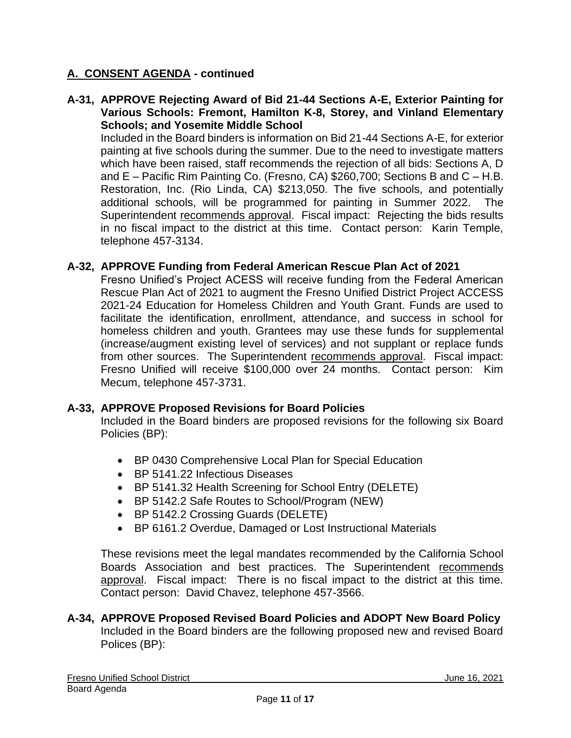## A. CONSENT AGENDA - continued

**A-31, APPROVE Rejecting Award of Bid 21-44 Sections A-E, Exterior Painting for Various Schools: Fremont, Hamilton K-8, Storey, and Vinland Elementary Schools; and Yosemite Middle School**

Included in the Board binders is information on Bid 21-44 Sections A-E, for exterior painting at five schools during the summer. Due to the need to investigate matters which have been raised, staff recommends the rejection of all bids: Sections A, D and E – Pacific Rim Painting Co. (Fresno, CA) $260,700; Sections B and C – H.B. Restoration, Inc. (Rio Linda, CA) $213,050. The five schools, and potentially additional schools, will be programmed for painting in Summer 2022. The Superintendent recommends approval. Fiscal impact: Rejecting the bids results in no fiscal impact to the district at this time. Contact person: Karin Temple, telephone 457-3134.

**A-32, APPROVE Funding from Federal American Rescue Plan Act of 2021**

Fresno Unified's Project ACESS will receive funding from the Federal American Rescue Plan Act of 2021 to augment the Fresno Unified District Project ACCESS 2021-24 Education for Homeless Children and Youth Grant. Funds are used to facilitate the identification, enrollment, attendance, and success in school for homeless children and youth. Grantees may use these funds for supplemental (increase/augment existing level of services) and not supplant or replace funds from other sources. The Superintendent recommends approval. Fiscal impact: Fresno Unified will receive $100,000 over 24 months. Contact person: Kim Mecum, telephone 457-3731.

**A-33, APPROVE Proposed Revisions for Board Policies**

Included in the Board binders are proposed revisions for the following six Board Policies (BP):

- BP 0430 Comprehensive Local Plan for Special Education
- BP 5141.22 Infectious Diseases
- BP 5141.32 Health Screening for School Entry (DELETE)
- BP 5142.2 Safe Routes to School/Program (NEW)
- BP 5142.2 Crossing Guards (DELETE)
- BP 6161.2 Overdue, Damaged or Lost Instructional Materials

These revisions meet the legal mandates recommended by the California School Boards Association and best practices. The Superintendent recommends approval. Fiscal impact: There is no fiscal impact to the district at this time. Contact person: David Chavez, telephone 457-3566.

**A-34, APPROVE Proposed Revised Board Policies and ADOPT New Board Policy**

Included in the Board binders are the following proposed new and revised Board Polices (BP):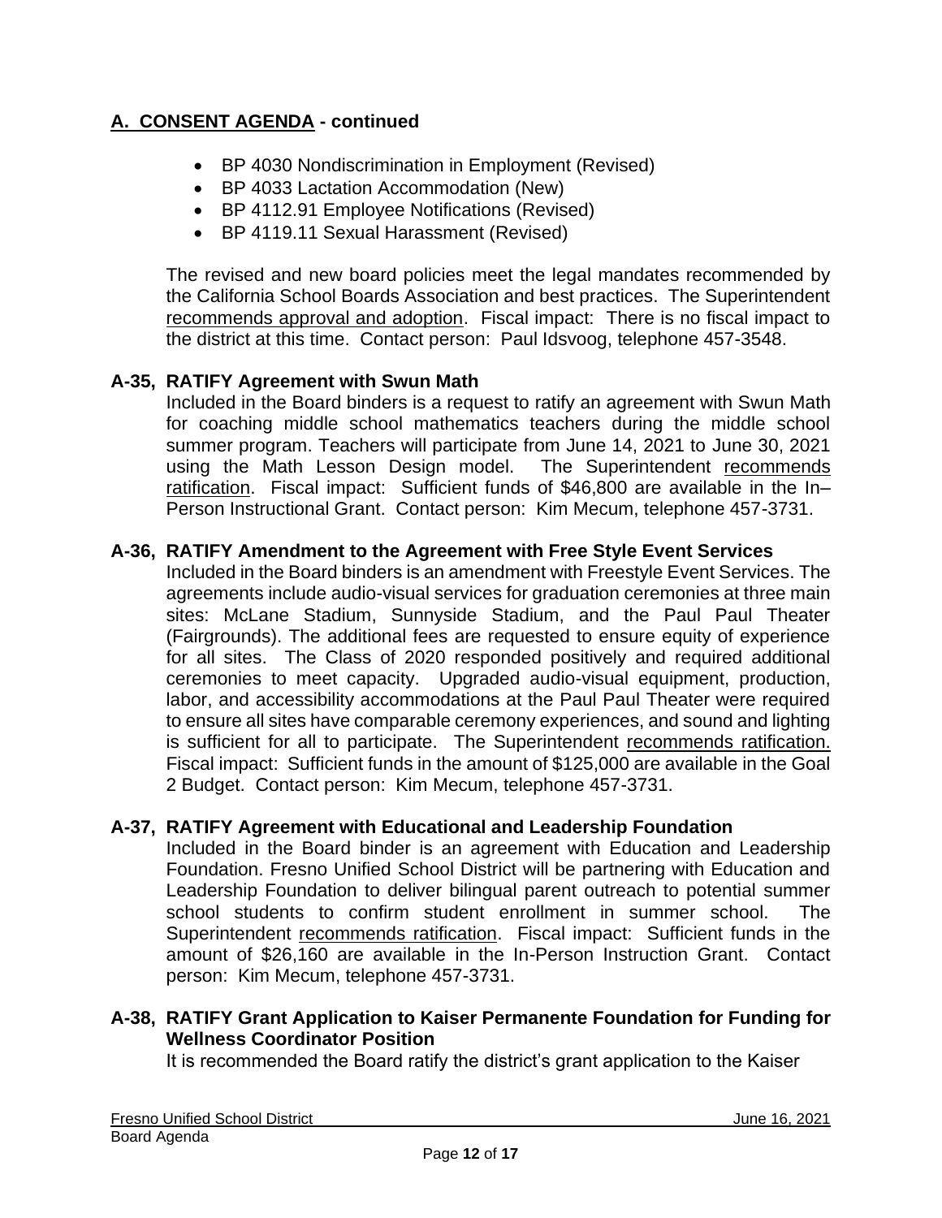## A. CONSENT AGENDA - continued

- BP 4030 Nondiscrimination in Employment (Revised)
- BP 4033 Lactation Accommodation (New)
- BP 4112.91 Employee Notifications (Revised)
- BP 4119.11 Sexual Harassment (Revised)

The revised and new board policies meet the legal mandates recommended by the California School Boards Association and best practices. The Superintendent recommends approval and adoption. Fiscal impact: There is no fiscal impact to the district at this time. Contact person: Paul Idsvoog, telephone 457-3548.

### A-35, RATIFY Agreement with Swun Math

Included in the Board binders is a request to ratify an agreement with Swun Math for coaching middle school mathematics teachers during the middle school summer program. Teachers will participate from June 14, 2021 to June 30, 2021 using the Math Lesson Design model. The Superintendent recommends ratification. Fiscal impact: Sufficient funds of $46,800 are available in the In–Person Instructional Grant. Contact person: Kim Mecum, telephone 457-3731.

### A-36, RATIFY Amendment to the Agreement with Free Style Event Services

Included in the Board binders is an amendment with Freestyle Event Services. The agreements include audio-visual services for graduation ceremonies at three main sites: McLane Stadium, Sunnyside Stadium, and the Paul Paul Theater (Fairgrounds). The additional fees are requested to ensure equity of experience for all sites. The Class of 2020 responded positively and required additional ceremonies to meet capacity. Upgraded audio-visual equipment, production, labor, and accessibility accommodations at the Paul Paul Theater were required to ensure all sites have comparable ceremony experiences, and sound and lighting is sufficient for all to participate. The Superintendent recommends ratification. Fiscal impact: Sufficient funds in the amount of $125,000 are available in the Goal 2 Budget. Contact person: Kim Mecum, telephone 457-3731.

### A-37, RATIFY Agreement with Educational and Leadership Foundation

Included in the Board binder is an agreement with Education and Leadership Foundation. Fresno Unified School District will be partnering with Education and Leadership Foundation to deliver bilingual parent outreach to potential summer school students to confirm student enrollment in summer school. The Superintendent recommends ratification. Fiscal impact: Sufficient funds in the amount of $26,160 are available in the In-Person Instruction Grant. Contact person: Kim Mecum, telephone 457-3731.

### A-38, RATIFY Grant Application to Kaiser Permanente Foundation for Funding for Wellness Coordinator Position

It is recommended the Board ratify the district's grant application to the Kaiser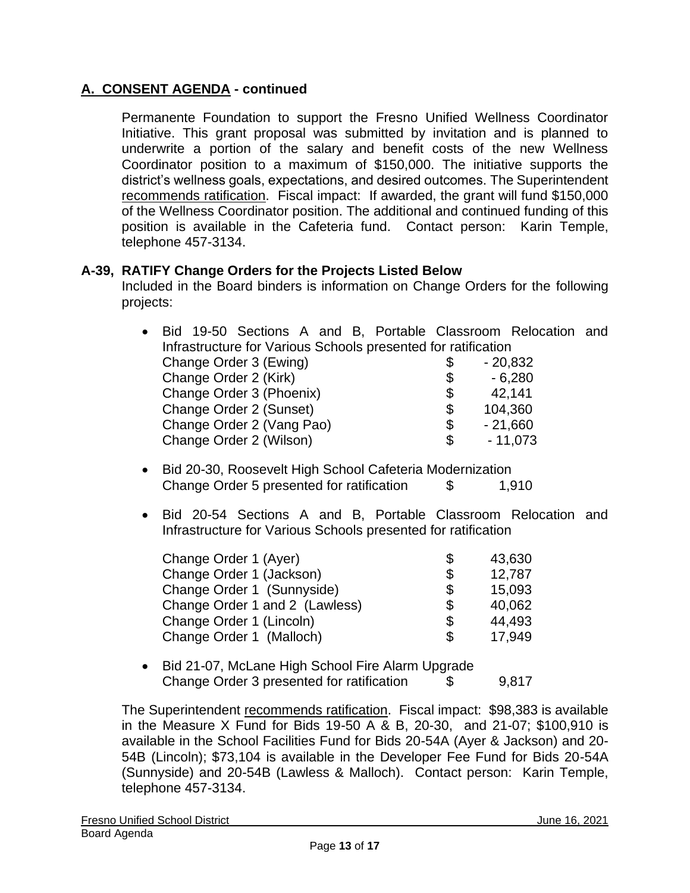## A. CONSENT AGENDA - continued

Permanente Foundation to support the Fresno Unified Wellness Coordinator Initiative. This grant proposal was submitted by invitation and is planned to underwrite a portion of the salary and benefit costs of the new Wellness Coordinator position to a maximum of $150,000. The initiative supports the district's wellness goals, expectations, and desired outcomes. The Superintendent recommends ratification. Fiscal impact: If awarded, the grant will fund $150,000 of the Wellness Coordinator position. The additional and continued funding of this position is available in the Cafeteria fund. Contact person: Karin Temple, telephone 457-3134.

### A-39, RATIFY Change Orders for the Projects Listed Below

Included in the Board binders is information on Change Orders for the following projects:

- Bid 19-50 Sections A and B, Portable Classroom Relocation and Infrastructure for Various Schools presented for ratification

| | | |
|---|---|---|
| Change Order 3 (Ewing) | $ | - 20,832 |
| Change Order 2 (Kirk) | $ | - 6,280 |
| Change Order 3 (Phoenix) | $ | 42,141 |
| Change Order 2 (Sunset) | $ | 104,360 |
| Change Order 2 (Vang Pao) | $ | - 21,660 |
| Change Order 2 (Wilson) | $ | - 11,073 |

- Bid 20-30, Roosevelt High School Cafeteria Modernization
  Change Order 5 presented for ratification $ 1,910

- Bid 20-54 Sections A and B, Portable Classroom Relocation and Infrastructure for Various Schools presented for ratification

| | | |
|---|---|---|
| Change Order 1 (Ayer) | $ | 43,630 |
| Change Order 1 (Jackson) | $ | 12,787 |
| Change Order 1 (Sunnyside) | $ | 15,093 |
| Change Order 1 and 2 (Lawless) | $ | 40,062 |
| Change Order 1 (Lincoln) | $ | 44,493 |
| Change Order 1 (Malloch) | $ | 17,949 |

- Bid 21-07, McLane High School Fire Alarm Upgrade
  Change Order 3 presented for ratification $ 9,817

The Superintendent recommends ratification. Fiscal impact: $98,383 is available in the Measure X Fund for Bids 19-50 A & B, 20-30, and 21-07; $100,910 is available in the School Facilities Fund for Bids 20-54A (Ayer & Jackson) and 20-54B (Lincoln); $73,104 is available in the Developer Fee Fund for Bids 20-54A (Sunnyside) and 20-54B (Lawless & Malloch). Contact person: Karin Temple, telephone 457-3134.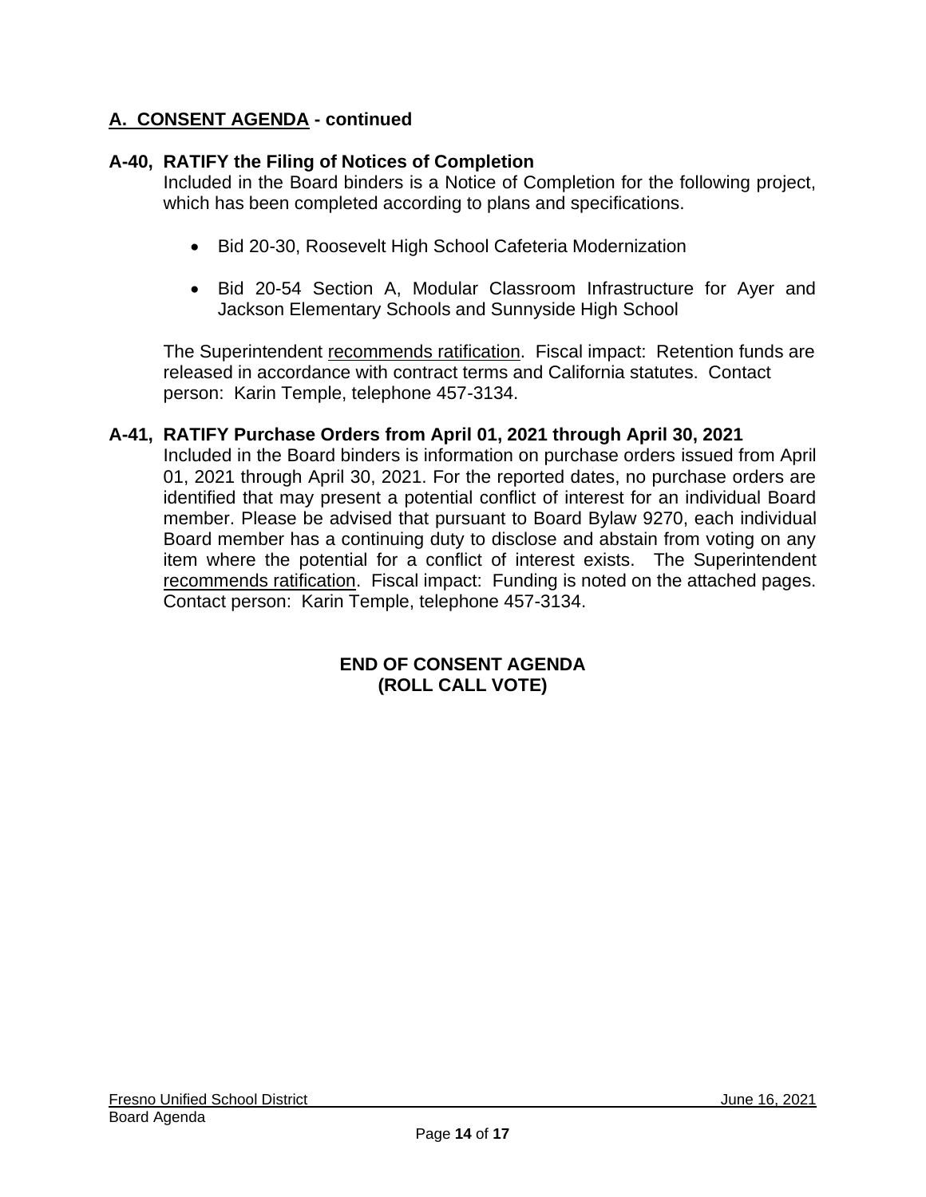## A. CONSENT AGENDA - continued

### A-40, RATIFY the Filing of Notices of Completion

Included in the Board binders is a Notice of Completion for the following project, which has been completed according to plans and specifications.

- Bid 20-30, Roosevelt High School Cafeteria Modernization
- Bid 20-54 Section A, Modular Classroom Infrastructure for Ayer and Jackson Elementary Schools and Sunnyside High School

The Superintendent recommends ratification. Fiscal impact: Retention funds are released in accordance with contract terms and California statutes. Contact person: Karin Temple, telephone 457-3134.

### A-41, RATIFY Purchase Orders from April 01, 2021 through April 30, 2021

Included in the Board binders is information on purchase orders issued from April 01, 2021 through April 30, 2021. For the reported dates, no purchase orders are identified that may present a potential conflict of interest for an individual Board member. Please be advised that pursuant to Board Bylaw 9270, each individual Board member has a continuing duty to disclose and abstain from voting on any item where the potential for a conflict of interest exists. The Superintendent recommends ratification. Fiscal impact: Funding is noted on the attached pages. Contact person: Karin Temple, telephone 457-3134.

**END OF CONSENT AGENDA**
**(ROLL CALL VOTE)**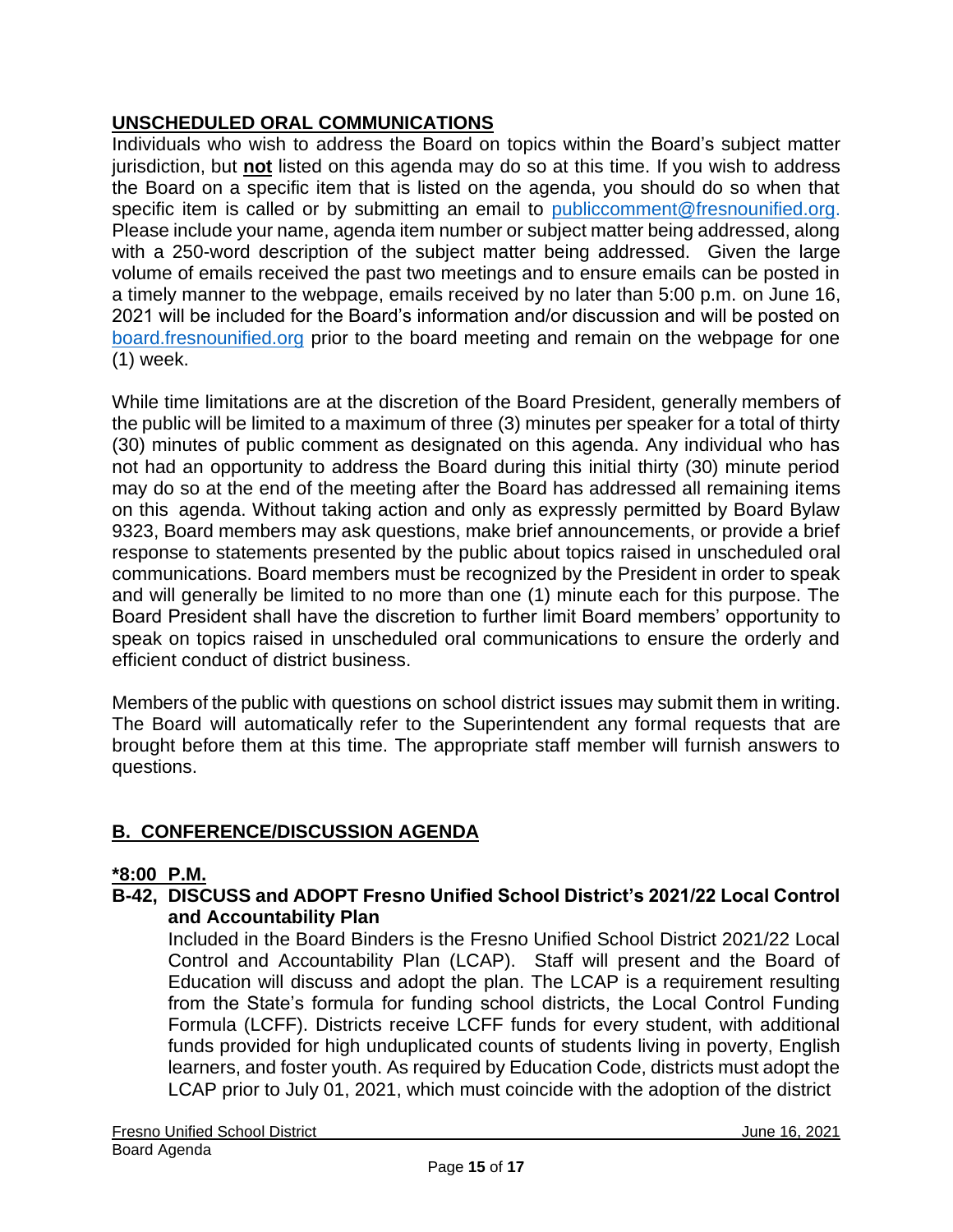## UNSCHEDULED ORAL COMMUNICATIONS

Individuals who wish to address the Board on topics within the Board's subject matter jurisdiction, but **not** listed on this agenda may do so at this time. If you wish to address the Board on a specific item that is listed on the agenda, you should do so when that specific item is called or by submitting an email to publiccomment@fresnounified.org. Please include your name, agenda item number or subject matter being addressed, along with a 250-word description of the subject matter being addressed. Given the large volume of emails received the past two meetings and to ensure emails can be posted in a timely manner to the webpage, emails received by no later than 5:00 p.m. on June 16, 2021 will be included for the Board's information and/or discussion and will be posted on board.fresnounified.org prior to the board meeting and remain on the webpage for one (1) week.

While time limitations are at the discretion of the Board President, generally members of the public will be limited to a maximum of three (3) minutes per speaker for a total of thirty (30) minutes of public comment as designated on this agenda. Any individual who has not had an opportunity to address the Board during this initial thirty (30) minute period may do so at the end of the meeting after the Board has addressed all remaining items on this agenda. Without taking action and only as expressly permitted by Board Bylaw 9323, Board members may ask questions, make brief announcements, or provide a brief response to statements presented by the public about topics raised in unscheduled oral communications. Board members must be recognized by the President in order to speak and will generally be limited to no more than one (1) minute each for this purpose. The Board President shall have the discretion to further limit Board members' opportunity to speak on topics raised in unscheduled oral communications to ensure the orderly and efficient conduct of district business.

Members of the public with questions on school district issues may submit them in writing. The Board will automatically refer to the Superintendent any formal requests that are brought before them at this time. The appropriate staff member will furnish answers to questions.

## B. CONFERENCE/DISCUSSION AGENDA

**\*8:00 P.M.**

**B-42, DISCUSS and ADOPT Fresno Unified School District's 2021/22 Local Control and Accountability Plan**

Included in the Board Binders is the Fresno Unified School District 2021/22 Local Control and Accountability Plan (LCAP). Staff will present and the Board of Education will discuss and adopt the plan. The LCAP is a requirement resulting from the State's formula for funding school districts, the Local Control Funding Formula (LCFF). Districts receive LCFF funds for every student, with additional funds provided for high unduplicated counts of students living in poverty, English learners, and foster youth. As required by Education Code, districts must adopt the LCAP prior to July 01, 2021, which must coincide with the adoption of the district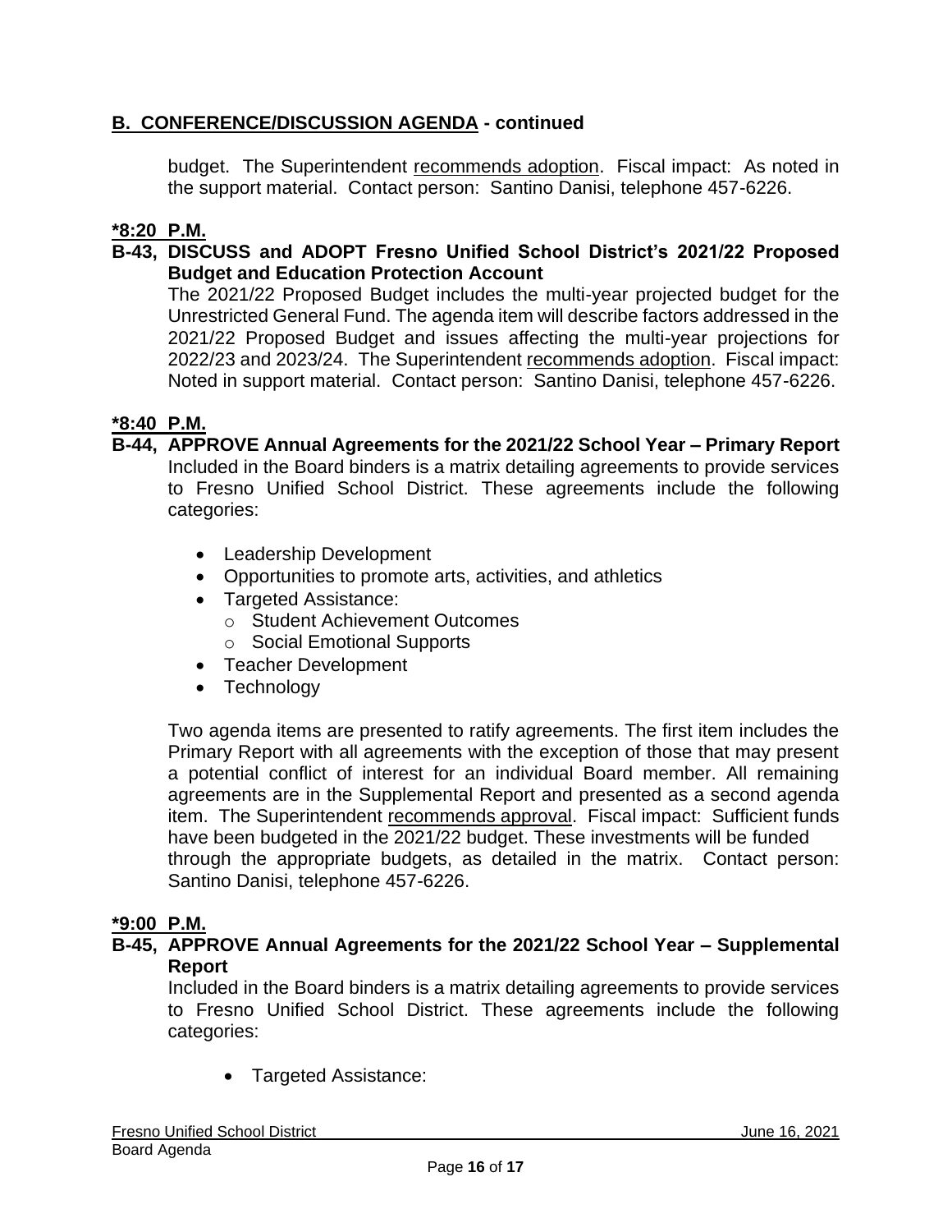## B. CONFERENCE/DISCUSSION AGENDA - continued

budget. The Superintendent recommends adoption. Fiscal impact: As noted in the support material. Contact person: Santino Danisi, telephone 457-6226.

**\*8:20 P.M.**

**B-43, DISCUSS and ADOPT Fresno Unified School District's 2021/22 Proposed Budget and Education Protection Account**

The 2021/22 Proposed Budget includes the multi-year projected budget for the Unrestricted General Fund. The agenda item will describe factors addressed in the 2021/22 Proposed Budget and issues affecting the multi-year projections for 2022/23 and 2023/24. The Superintendent recommends adoption. Fiscal impact: Noted in support material. Contact person: Santino Danisi, telephone 457-6226.

**\*8:40 P.M.**

**B-44, APPROVE Annual Agreements for the 2021/22 School Year – Primary Report**

Included in the Board binders is a matrix detailing agreements to provide services to Fresno Unified School District. These agreements include the following categories:

- Leadership Development
- Opportunities to promote arts, activities, and athletics
- Targeted Assistance:
  - Student Achievement Outcomes
  - Social Emotional Supports
- Teacher Development
- Technology

Two agenda items are presented to ratify agreements. The first item includes the Primary Report with all agreements with the exception of those that may present a potential conflict of interest for an individual Board member. All remaining agreements are in the Supplemental Report and presented as a second agenda item. The Superintendent recommends approval. Fiscal impact: Sufficient funds have been budgeted in the 2021/22 budget. These investments will be funded through the appropriate budgets, as detailed in the matrix. Contact person: Santino Danisi, telephone 457-6226.

**\*9:00 P.M.**

**B-45, APPROVE Annual Agreements for the 2021/22 School Year – Supplemental Report**

Included in the Board binders is a matrix detailing agreements to provide services to Fresno Unified School District. These agreements include the following categories:

- Targeted Assistance: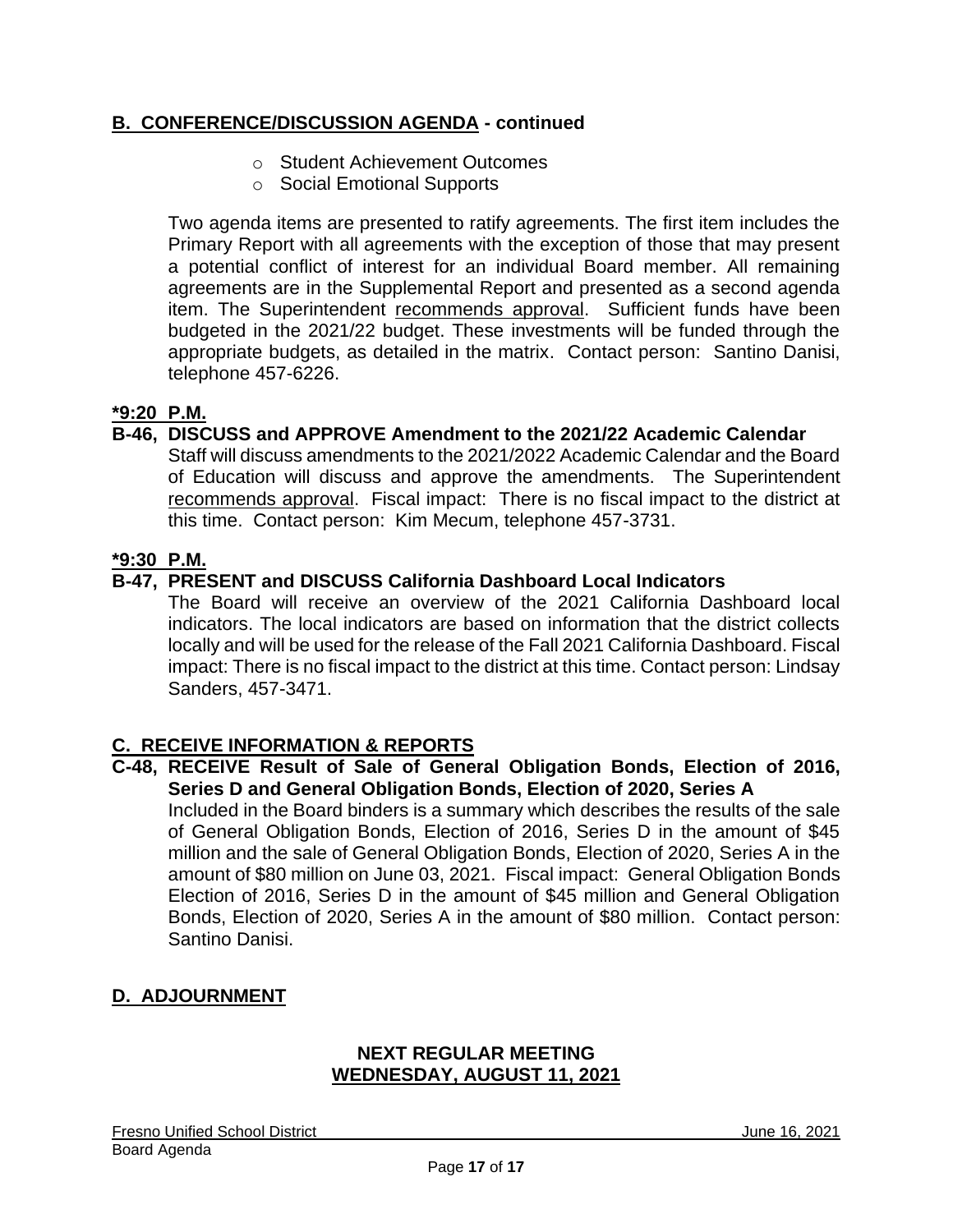## B. CONFERENCE/DISCUSSION AGENDA - continued

- Student Achievement Outcomes
- Social Emotional Supports

Two agenda items are presented to ratify agreements. The first item includes the Primary Report with all agreements with the exception of those that may present a potential conflict of interest for an individual Board member. All remaining agreements are in the Supplemental Report and presented as a second agenda item. The Superintendent recommends approval. Sufficient funds have been budgeted in the 2021/22 budget. These investments will be funded through the appropriate budgets, as detailed in the matrix. Contact person: Santino Danisi, telephone 457-6226.

**\*9:20 P.M.**

**B-46, DISCUSS and APPROVE Amendment to the 2021/22 Academic Calendar**

Staff will discuss amendments to the 2021/2022 Academic Calendar and the Board of Education will discuss and approve the amendments. The Superintendent recommends approval. Fiscal impact: There is no fiscal impact to the district at this time. Contact person: Kim Mecum, telephone 457-3731.

**\*9:30 P.M.**

**B-47, PRESENT and DISCUSS California Dashboard Local Indicators**

The Board will receive an overview of the 2021 California Dashboard local indicators. The local indicators are based on information that the district collects locally and will be used for the release of the Fall 2021 California Dashboard. Fiscal impact: There is no fiscal impact to the district at this time. Contact person: Lindsay Sanders, 457-3471.

## C. RECEIVE INFORMATION & REPORTS

**C-48, RECEIVE Result of Sale of General Obligation Bonds, Election of 2016, Series D and General Obligation Bonds, Election of 2020, Series A**

Included in the Board binders is a summary which describes the results of the sale of General Obligation Bonds, Election of 2016, Series D in the amount of $45 million and the sale of General Obligation Bonds, Election of 2020, Series A in the amount of $80 million on June 03, 2021. Fiscal impact: General Obligation Bonds Election of 2016, Series D in the amount of $45 million and General Obligation Bonds, Election of 2020, Series A in the amount of $80 million. Contact person: Santino Danisi.

## D. ADJOURNMENT

**NEXT REGULAR MEETING**
**WEDNESDAY, AUGUST 11, 2021**